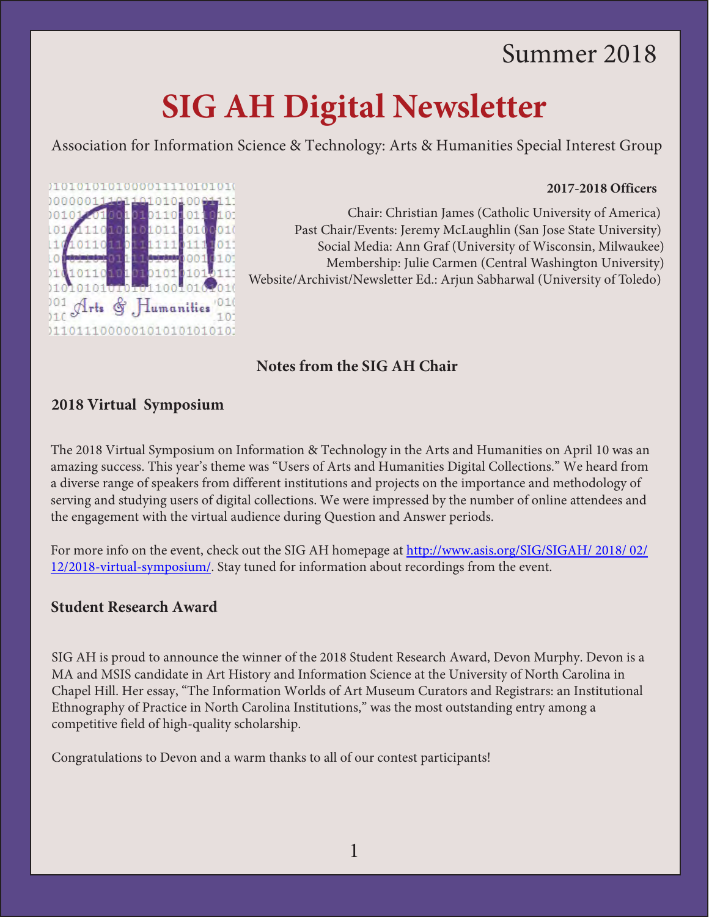Summer 2018

# SIG AH Digital Newsletter

Association for Information Science & Technology: Arts & Humanities Special Interest Group

**2017-2018 Officers**

Chair: Christian James (Catholic University of America)
Past Chair/Events: Jeremy McLaughlin (San Jose State University)
Social Media: Ann Graf (University of Wisconsin, Milwaukee)
Membership: Julie Carmen (Central Washington University)
Website/Archivist/Newsletter Ed.: Arjun Sabharwal (University of Toledo)

## Notes from the SIG AH Chair

### 2018 Virtual Symposium

The 2018 Virtual Symposium on Information & Technology in the Arts and Humanities on April 10 was an amazing success. This year's theme was "Users of Arts and Humanities Digital Collections." We heard from a diverse range of speakers from different institutions and projects on the importance and methodology of serving and studying users of digital collections. We were impressed by the number of online attendees and the engagement with the virtual audience during Question and Answer periods.

For more info on the event, check out the SIG AH homepage at [http://www.asis.org/SIG/SIGAH/ 2018/ 02/ 12/2018-virtual-symposium/](http://www.asis.org/SIG/SIGAH/2018/02/12/2018-virtual-symposium/). Stay tuned for information about recordings from the event.

### Student Research Award

SIG AH is proud to announce the winner of the 2018 Student Research Award, Devon Murphy. Devon is a MA and MSIS candidate in Art History and Information Science at the University of North Carolina in Chapel Hill. Her essay, "The Information Worlds of Art Museum Curators and Registrars: an Institutional Ethnography of Practice in North Carolina Institutions," was the most outstanding entry among a competitive field of high-quality scholarship.

Congratulations to Devon and a warm thanks to all of our contest participants!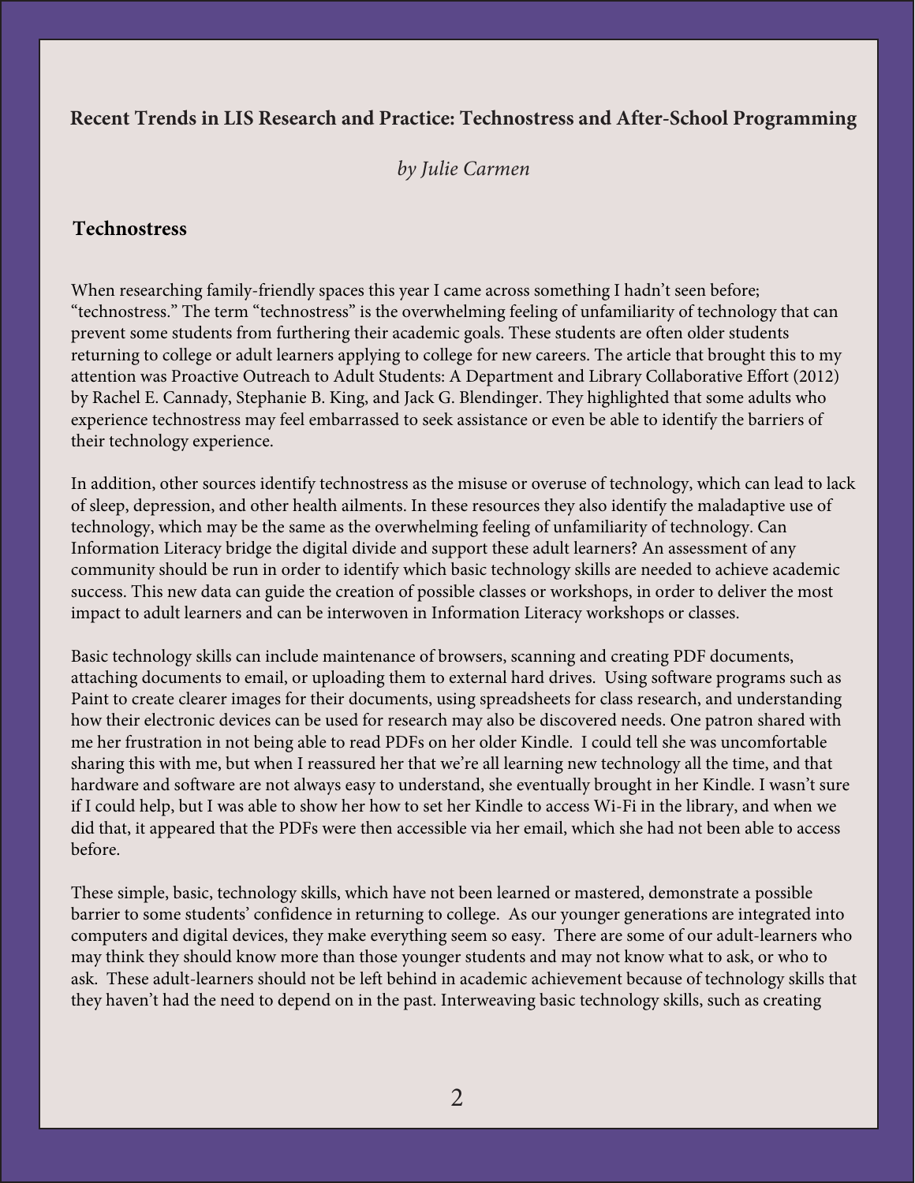**Recent Trends in LIS Research and Practice: Technostress and After-School Programming**

*by Julie Carmen*

## Technostress

When researching family-friendly spaces this year I came across something I hadn't seen before; "technostress." The term "technostress" is the overwhelming feeling of unfamiliarity of technology that can prevent some students from furthering their academic goals. These students are often older students returning to college or adult learners applying to college for new careers. The article that brought this to my attention was Proactive Outreach to Adult Students: A Department and Library Collaborative Effort (2012) by Rachel E. Cannady, Stephanie B. King, and Jack G. Blendinger. They highlighted that some adults who experience technostress may feel embarrassed to seek assistance or even be able to identify the barriers of their technology experience.

In addition, other sources identify technostress as the misuse or overuse of technology, which can lead to lack of sleep, depression, and other health ailments. In these resources they also identify the maladaptive use of technology, which may be the same as the overwhelming feeling of unfamiliarity of technology. Can Information Literacy bridge the digital divide and support these adult learners? An assessment of any community should be run in order to identify which basic technology skills are needed to achieve academic success. This new data can guide the creation of possible classes or workshops, in order to deliver the most impact to adult learners and can be interwoven in Information Literacy workshops or classes.

Basic technology skills can include maintenance of browsers, scanning and creating PDF documents, attaching documents to email, or uploading them to external hard drives. Using software programs such as Paint to create clearer images for their documents, using spreadsheets for class research, and understanding how their electronic devices can be used for research may also be discovered needs. One patron shared with me her frustration in not being able to read PDFs on her older Kindle. I could tell she was uncomfortable sharing this with me, but when I reassured her that we're all learning new technology all the time, and that hardware and software are not always easy to understand, she eventually brought in her Kindle. I wasn't sure if I could help, but I was able to show her how to set her Kindle to access Wi-Fi in the library, and when we did that, it appeared that the PDFs were then accessible via her email, which she had not been able to access before.

These simple, basic, technology skills, which have not been learned or mastered, demonstrate a possible barrier to some students' confidence in returning to college. As our younger generations are integrated into computers and digital devices, they make everything seem so easy. There are some of our adult-learners who may think they should know more than those younger students and may not know what to ask, or who to ask. These adult-learners should not be left behind in academic achievement because of technology skills that they haven't had the need to depend on in the past. Interweaving basic technology skills, such as creating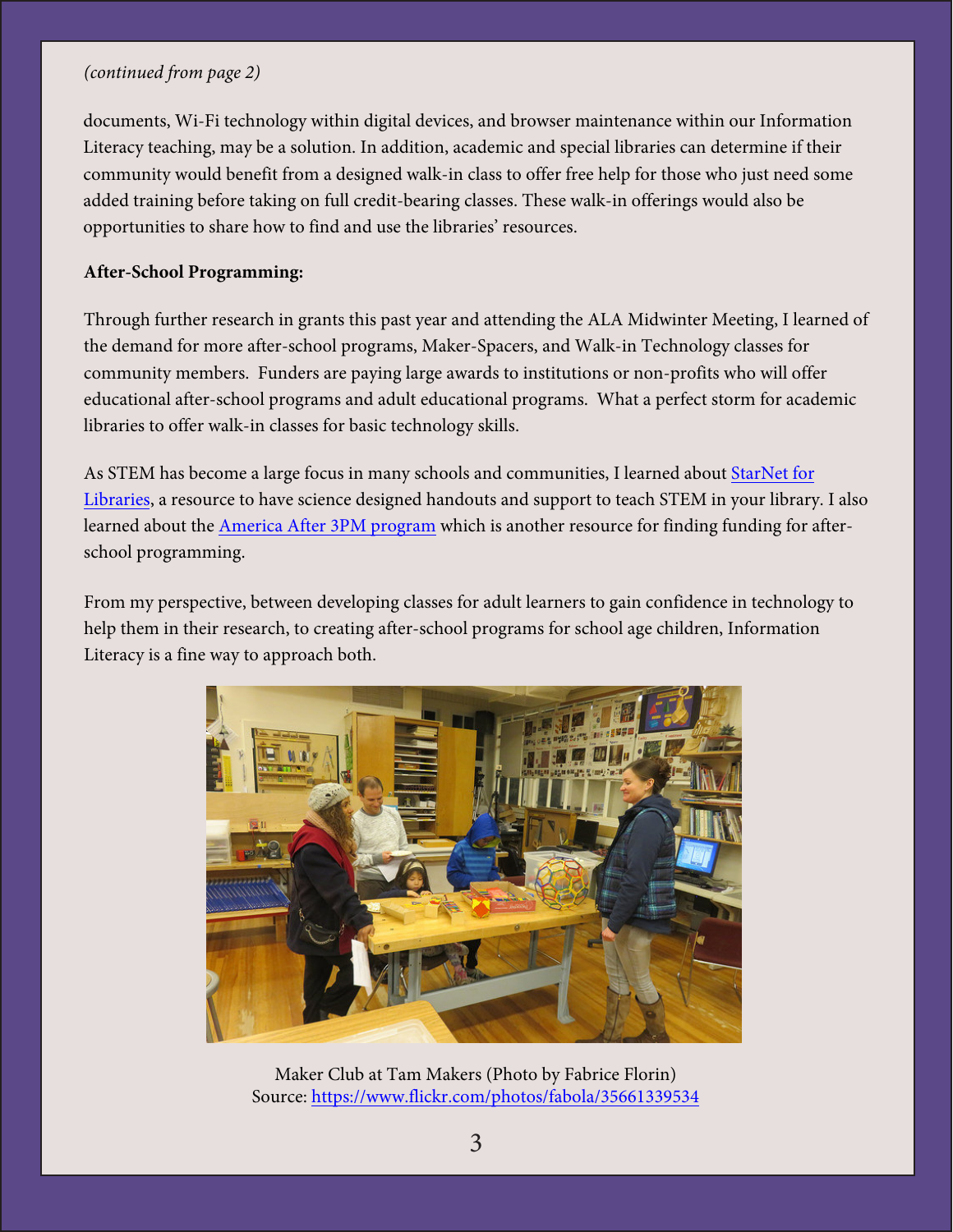*(continued from page 2)*

documents, Wi-Fi technology within digital devices, and browser maintenance within our Information Literacy teaching, may be a solution. In addition, academic and special libraries can determine if their community would benefit from a designed walk-in class to offer free help for those who just need some added training before taking on full credit-bearing classes. These walk-in offerings would also be opportunities to share how to find and use the libraries' resources.

**After-School Programming:**

Through further research in grants this past year and attending the ALA Midwinter Meeting, I learned of the demand for more after-school programs, Maker-Spacers, and Walk-in Technology classes for community members. Funders are paying large awards to institutions or non-profits who will offer educational after-school programs and adult educational programs. What a perfect storm for academic libraries to offer walk-in classes for basic technology skills.

As STEM has become a large focus in many schools and communities, I learned about StarNet for Libraries, a resource to have science designed handouts and support to teach STEM in your library. I also learned about the America After 3PM program which is another resource for finding funding for after-school programming.

From my perspective, between developing classes for adult learners to gain confidence in technology to help them in their research, to creating after-school programs for school age children, Information Literacy is a fine way to approach both.

Maker Club at Tam Makers (Photo by Fabrice Florin)
Source: https://www.flickr.com/photos/fabola/35661339534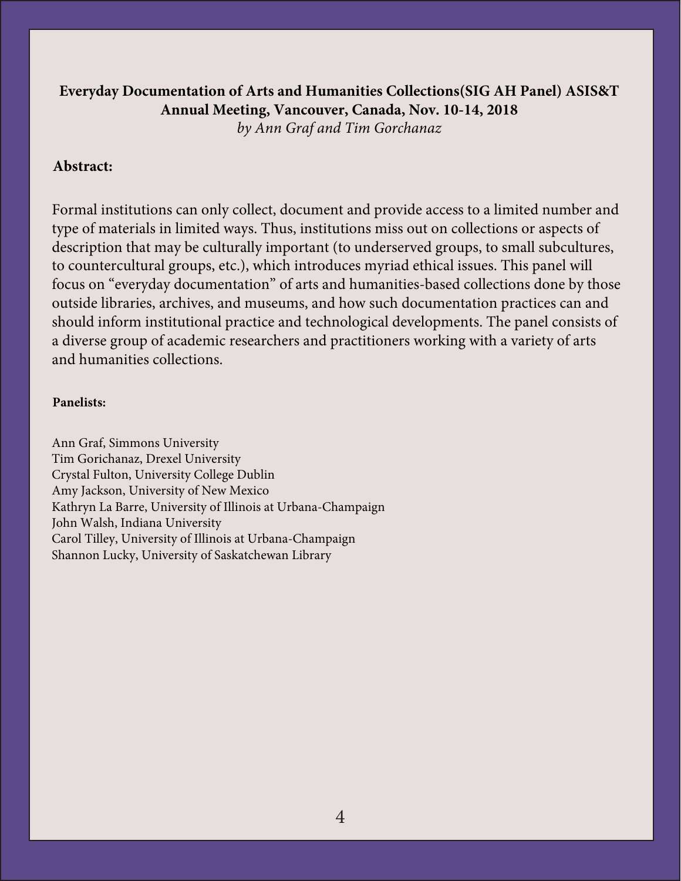**Everyday Documentation of Arts and Humanities Collections(SIG AH Panel) ASIS&T Annual Meeting, Vancouver, Canada, Nov. 10-14, 2018**
*by Ann Graf and Tim Gorchanaz*

**Abstract:**

Formal institutions can only collect, document and provide access to a limited number and type of materials in limited ways. Thus, institutions miss out on collections or aspects of description that may be culturally important (to underserved groups, to small subcultures, to countercultural groups, etc.), which introduces myriad ethical issues. This panel will focus on "everyday documentation" of arts and humanities-based collections done by those outside libraries, archives, and museums, and how such documentation practices can and should inform institutional practice and technological developments. The panel consists of a diverse group of academic researchers and practitioners working with a variety of arts and humanities collections.

**Panelists:**

Ann Graf, Simmons University
Tim Gorichanaz, Drexel University
Crystal Fulton, University College Dublin
Amy Jackson, University of New Mexico
Kathryn La Barre, University of Illinois at Urbana-Champaign
John Walsh, Indiana University
Carol Tilley, University of Illinois at Urbana-Champaign
Shannon Lucky, University of Saskatchewan Library